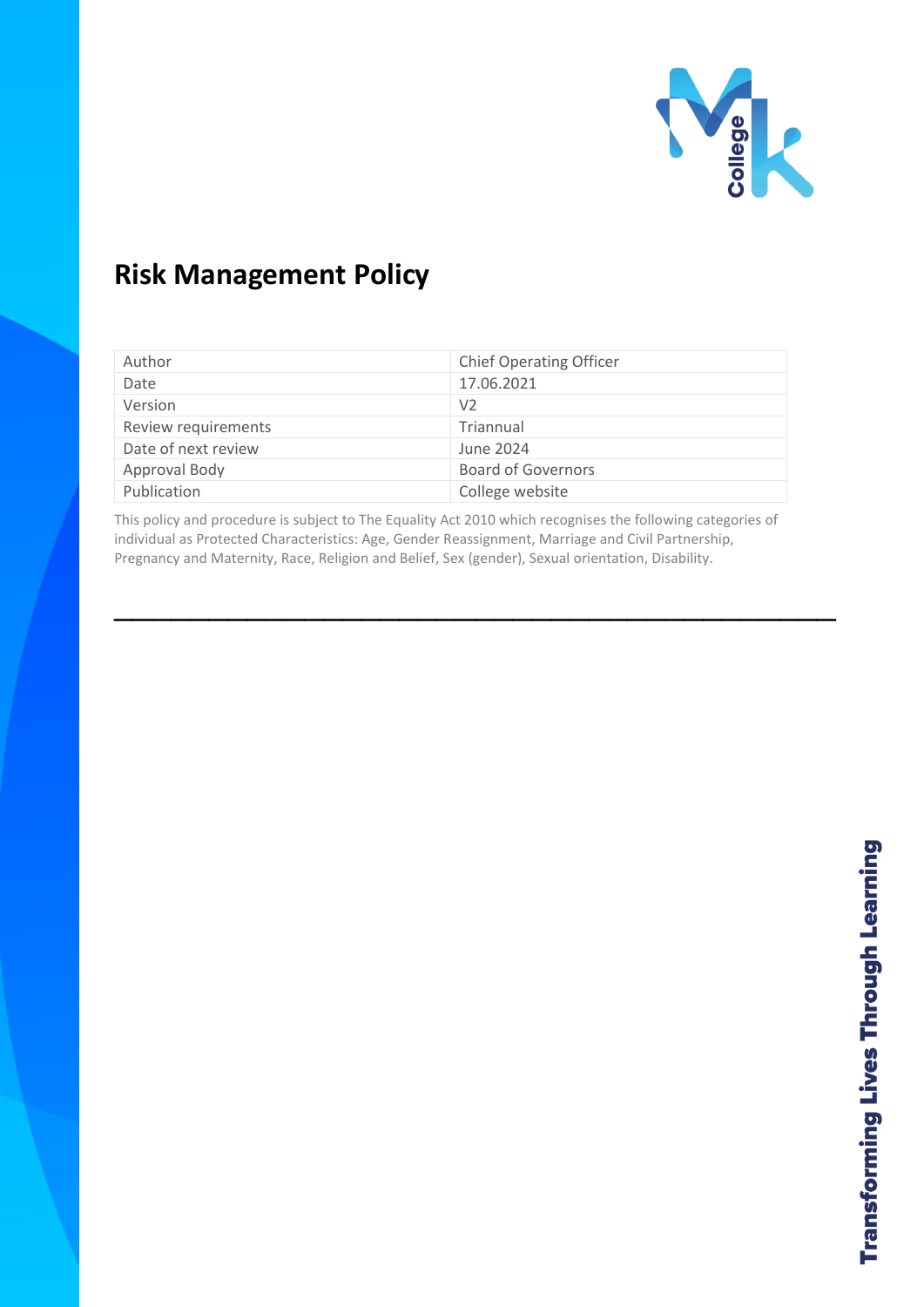# Risk Management Policy

| Author | Chief Operating Officer |
|---|---|
| Date | 17.06.2021 |
| Version | V2 |
| Review requirements | Triannual |
| Date of next review | June 2024 |
| Approval Body | Board of Governors |
| Publication | College website |

This policy and procedure is subject to The Equality Act 2010 which recognises the following categories of individual as Protected Characteristics: Age, Gender Reassignment, Marriage and Civil Partnership, Pregnancy and Maternity, Race, Religion and Belief, Sex (gender), Sexual orientation, Disability.

---

**Transforming Lives Through Learning**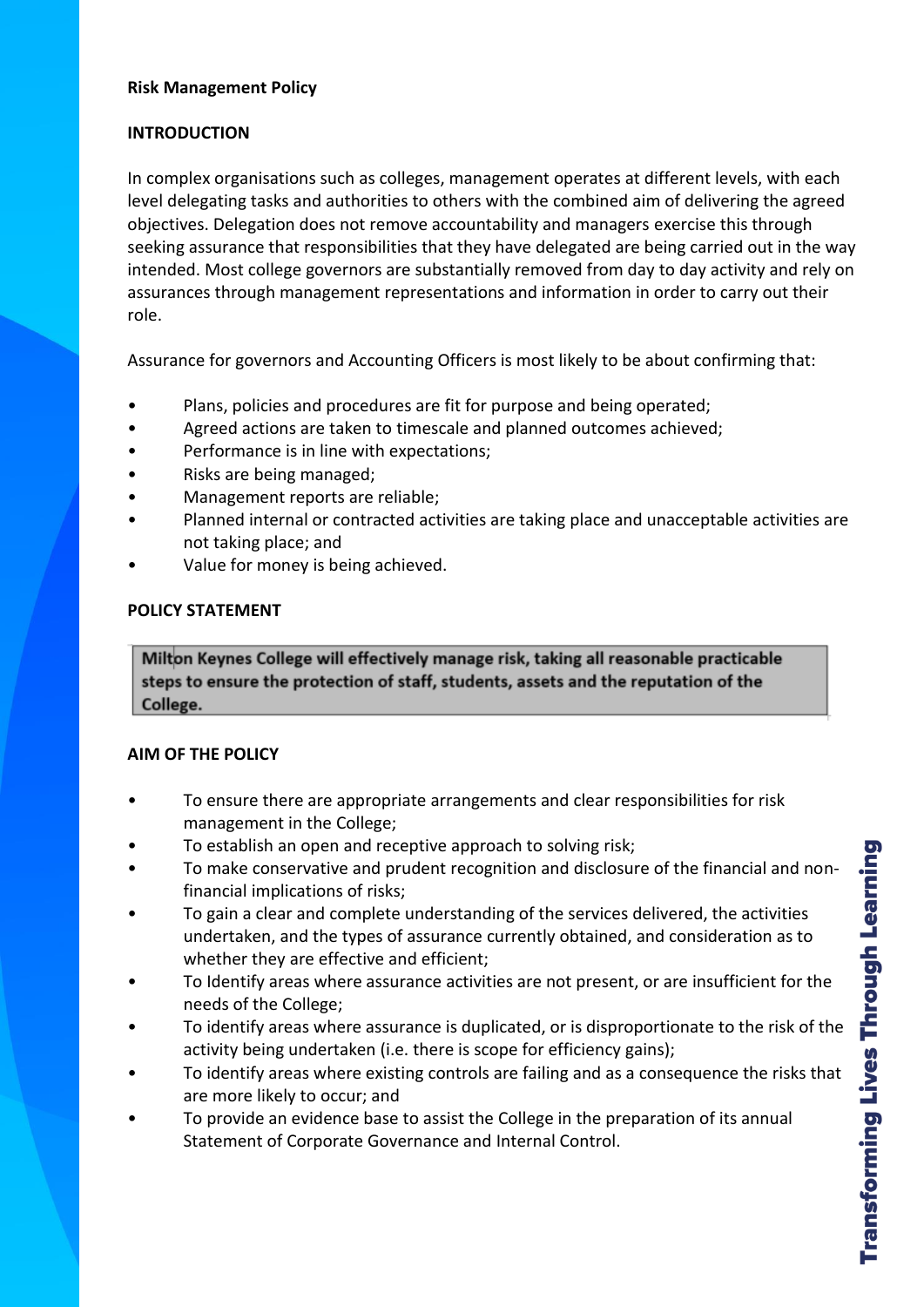**Risk Management Policy**

**INTRODUCTION**

In complex organisations such as colleges, management operates at different levels, with each level delegating tasks and authorities to others with the combined aim of delivering the agreed objectives. Delegation does not remove accountability and managers exercise this through seeking assurance that responsibilities that they have delegated are being carried out in the way intended. Most college governors are substantially removed from day to day activity and rely on assurances through management representations and information in order to carry out their role.

Assurance for governors and Accounting Officers is most likely to be about confirming that:

- Plans, policies and procedures are fit for purpose and being operated;
- Agreed actions are taken to timescale and planned outcomes achieved;
- Performance is in line with expectations;
- Risks are being managed;
- Management reports are reliable;
- Planned internal or contracted activities are taking place and unacceptable activities are not taking place; and
- Value for money is being achieved.

**POLICY STATEMENT**

**Milton Keynes College will effectively manage risk, taking all reasonable practicable steps to ensure the protection of staff, students, assets and the reputation of the College.**

**AIM OF THE POLICY**

- To ensure there are appropriate arrangements and clear responsibilities for risk management in the College;
- To establish an open and receptive approach to solving risk;
- To make conservative and prudent recognition and disclosure of the financial and non-financial implications of risks;
- To gain a clear and complete understanding of the services delivered, the activities undertaken, and the types of assurance currently obtained, and consideration as to whether they are effective and efficient;
- To Identify areas where assurance activities are not present, or are insufficient for the needs of the College;
- To identify areas where assurance is duplicated, or is disproportionate to the risk of the activity being undertaken (i.e. there is scope for efficiency gains);
- To identify areas where existing controls are failing and as a consequence the risks that are more likely to occur; and
- To provide an evidence base to assist the College in the preparation of its annual Statement of Corporate Governance and Internal Control.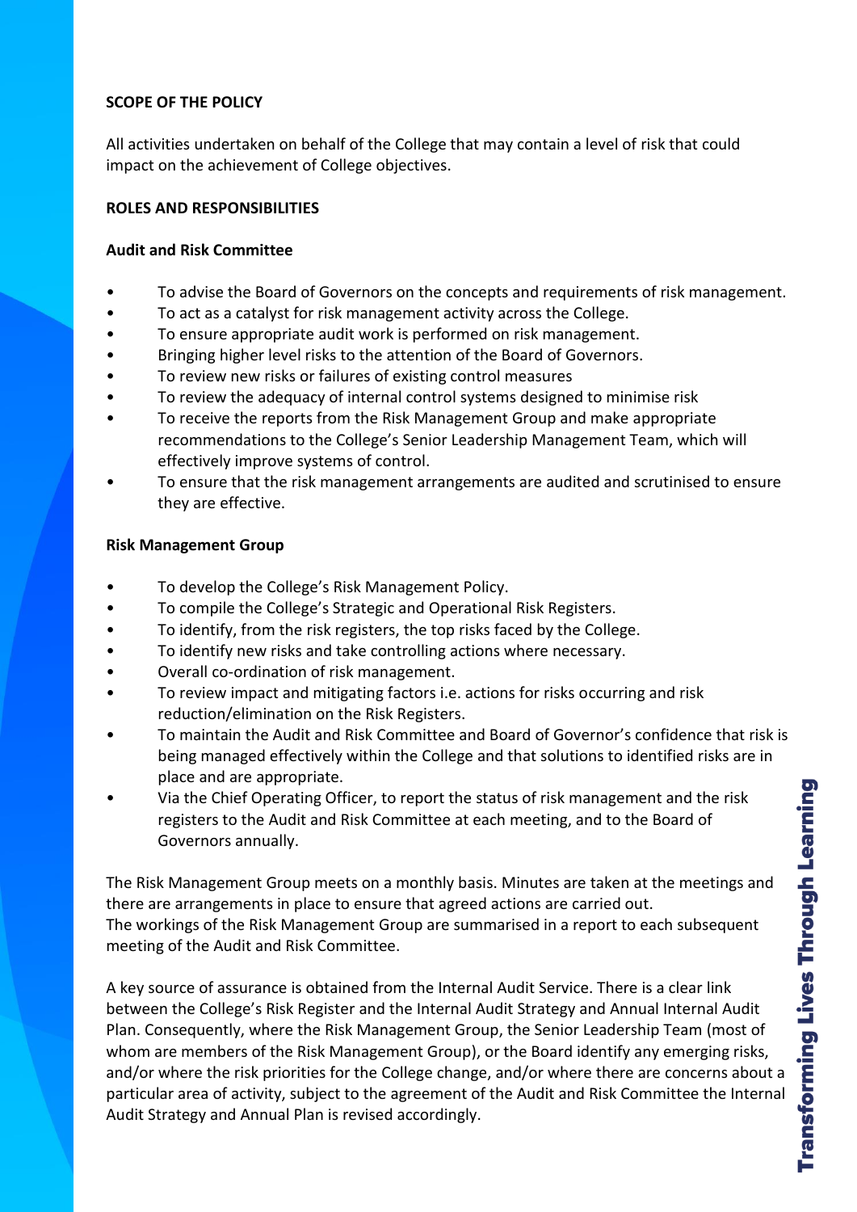**SCOPE OF THE POLICY**

All activities undertaken on behalf of the College that may contain a level of risk that could impact on the achievement of College objectives.

**ROLES AND RESPONSIBILITIES**

**Audit and Risk Committee**

- To advise the Board of Governors on the concepts and requirements of risk management.
- To act as a catalyst for risk management activity across the College.
- To ensure appropriate audit work is performed on risk management.
- Bringing higher level risks to the attention of the Board of Governors.
- To review new risks or failures of existing control measures
- To review the adequacy of internal control systems designed to minimise risk
- To receive the reports from the Risk Management Group and make appropriate recommendations to the College's Senior Leadership Management Team, which will effectively improve systems of control.
- To ensure that the risk management arrangements are audited and scrutinised to ensure they are effective.

**Risk Management Group**

- To develop the College's Risk Management Policy.
- To compile the College's Strategic and Operational Risk Registers.
- To identify, from the risk registers, the top risks faced by the College.
- To identify new risks and take controlling actions where necessary.
- Overall co-ordination of risk management.
- To review impact and mitigating factors i.e. actions for risks occurring and risk reduction/elimination on the Risk Registers.
- To maintain the Audit and Risk Committee and Board of Governor's confidence that risk is being managed effectively within the College and that solutions to identified risks are in place and are appropriate.
- Via the Chief Operating Officer, to report the status of risk management and the risk registers to the Audit and Risk Committee at each meeting, and to the Board of Governors annually.

The Risk Management Group meets on a monthly basis. Minutes are taken at the meetings and there are arrangements in place to ensure that agreed actions are carried out.
The workings of the Risk Management Group are summarised in a report to each subsequent meeting of the Audit and Risk Committee.

A key source of assurance is obtained from the Internal Audit Service. There is a clear link between the College's Risk Register and the Internal Audit Strategy and Annual Internal Audit Plan. Consequently, where the Risk Management Group, the Senior Leadership Team (most of whom are members of the Risk Management Group), or the Board identify any emerging risks, and/or where the risk priorities for the College change, and/or where there are concerns about a particular area of activity, subject to the agreement of the Audit and Risk Committee the Internal Audit Strategy and Annual Plan is revised accordingly.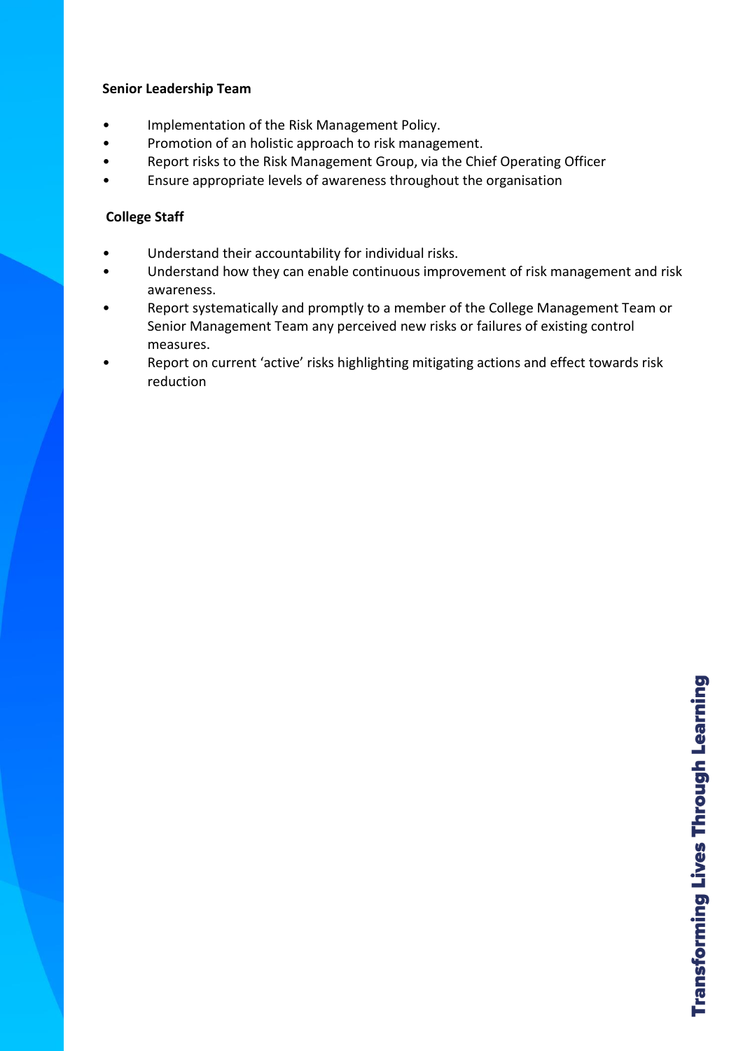**Senior Leadership Team**

- Implementation of the Risk Management Policy.
- Promotion of an holistic approach to risk management.
- Report risks to the Risk Management Group, via the Chief Operating Officer
- Ensure appropriate levels of awareness throughout the organisation

**College Staff**

- Understand their accountability for individual risks.
- Understand how they can enable continuous improvement of risk management and risk awareness.
- Report systematically and promptly to a member of the College Management Team or Senior Management Team any perceived new risks or failures of existing control measures.
- Report on current 'active' risks highlighting mitigating actions and effect towards risk reduction